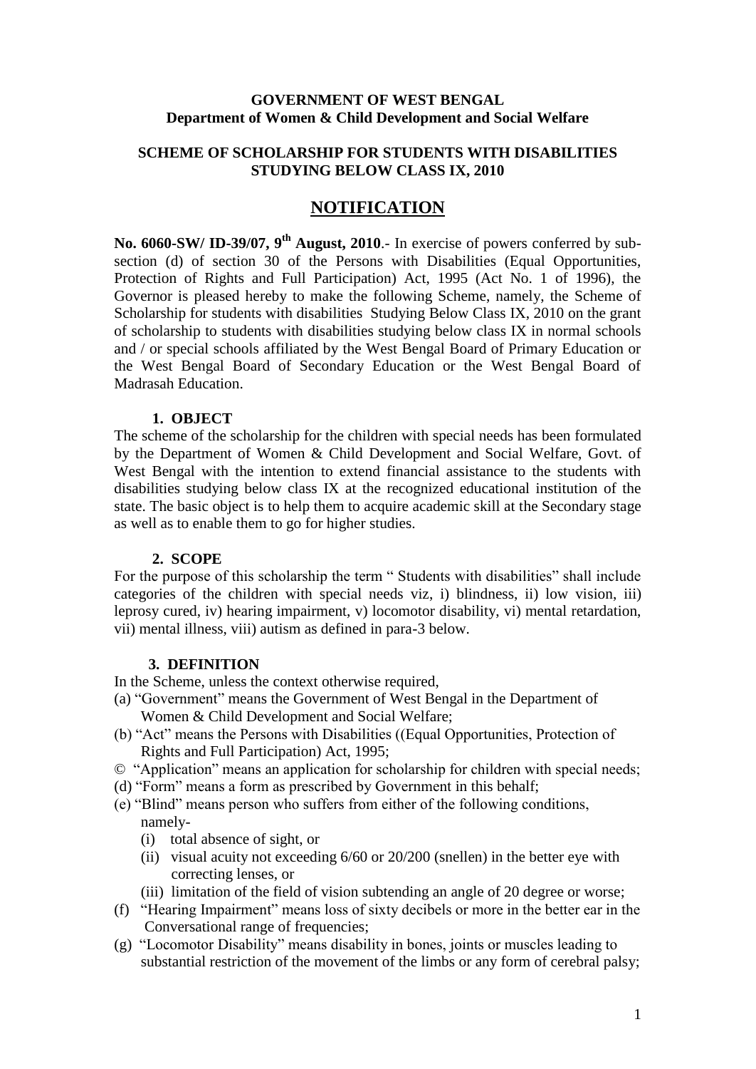**GOVERNMENT OF WEST BENGAL**
**Department of Women & Child Development and Social Welfare**

**SCHEME OF SCHOLARSHIP FOR STUDENTS WITH DISABILITIES STUDYING BELOW CLASS IX, 2010**

# NOTIFICATION

**No. 6060-SW/ ID-39/07, 9th August, 2010**.- In exercise of powers conferred by sub-section (d) of section 30 of the Persons with Disabilities (Equal Opportunities, Protection of Rights and Full Participation) Act, 1995 (Act No. 1 of 1996), the Governor is pleased hereby to make the following Scheme, namely, the Scheme of Scholarship for students with disabilities Studying Below Class IX, 2010 on the grant of scholarship to students with disabilities studying below class IX in normal schools and / or special schools affiliated by the West Bengal Board of Primary Education or the West Bengal Board of Secondary Education or the West Bengal Board of Madrasah Education.

## 1. OBJECT

The scheme of the scholarship for the children with special needs has been formulated by the Department of Women & Child Development and Social Welfare, Govt. of West Bengal with the intention to extend financial assistance to the students with disabilities studying below class IX at the recognized educational institution of the state. The basic object is to help them to acquire academic skill at the Secondary stage as well as to enable them to go for higher studies.

## 2. SCOPE

For the purpose of this scholarship the term " Students with disabilities" shall include categories of the children with special needs viz, i) blindness, ii) low vision, iii) leprosy cured, iv) hearing impairment, v) locomotor disability, vi) mental retardation, vii) mental illness, viii) autism as defined in para-3 below.

## 3. DEFINITION

In the Scheme, unless the context otherwise required,

(a) "Government" means the Government of West Bengal in the Department of Women & Child Development and Social Welfare;

(b) "Act" means the Persons with Disabilities ((Equal Opportunities, Protection of Rights and Full Participation) Act, 1995;

© "Application" means an application for scholarship for children with special needs;

(d) "Form" means a form as prescribed by Government in this behalf;

(e) "Blind" means person who suffers from either of the following conditions, namely-
   (i) total absence of sight, or
   (ii) visual acuity not exceeding 6/60 or 20/200 (snellen) in the better eye with correcting lenses, or
   (iii) limitation of the field of vision subtending an angle of 20 degree or worse;

(f) "Hearing Impairment" means loss of sixty decibels or more in the better ear in the Conversational range of frequencies;

(g) "Locomotor Disability" means disability in bones, joints or muscles leading to substantial restriction of the movement of the limbs or any form of cerebral palsy;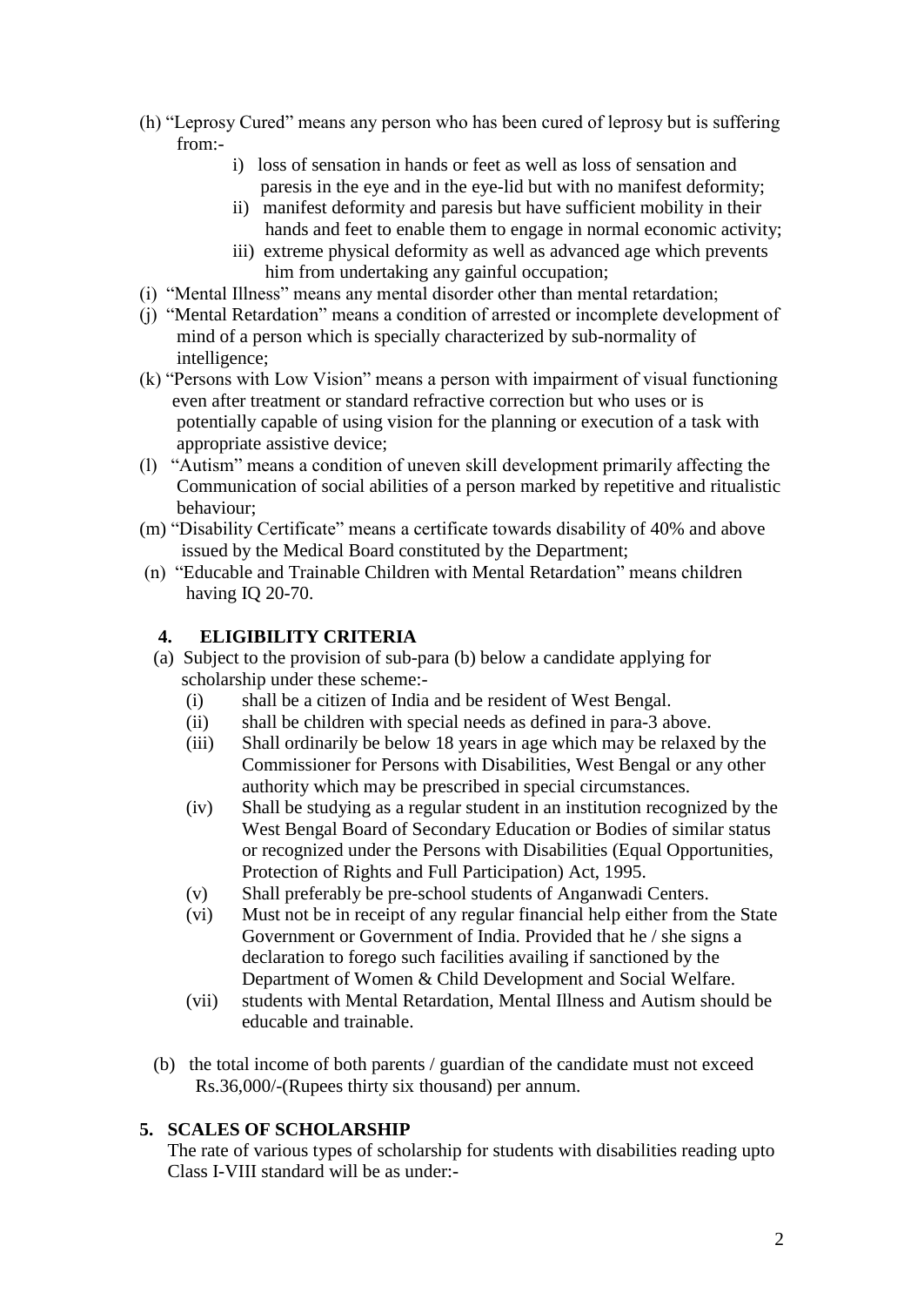(h) "Leprosy Cured" means any person who has been cured of leprosy but is suffering from:-

   i) loss of sensation in hands or feet as well as loss of sensation and paresis in the eye and in the eye-lid but with no manifest deformity;
   ii) manifest deformity and paresis but have sufficient mobility in their hands and feet to enable them to engage in normal economic activity;
   iii) extreme physical deformity as well as advanced age which prevents him from undertaking any gainful occupation;

(i) "Mental Illness" means any mental disorder other than mental retardation;

(j) "Mental Retardation" means a condition of arrested or incomplete development of mind of a person which is specially characterized by sub-normality of intelligence;

(k) "Persons with Low Vision" means a person with impairment of visual functioning even after treatment or standard refractive correction but who uses or is potentially capable of using vision for the planning or execution of a task with appropriate assistive device;

(l) "Autism" means a condition of uneven skill development primarily affecting the Communication of social abilities of a person marked by repetitive and ritualistic behaviour;

(m) "Disability Certificate" means a certificate towards disability of 40% and above issued by the Medical Board constituted by the Department;

(n) "Educable and Trainable Children with Mental Retardation" means children having IQ 20-70.

## 4. ELIGIBILITY CRITERIA

(a) Subject to the provision of sub-para (b) below a candidate applying for scholarship under these scheme:-

   (i) shall be a citizen of India and be resident of West Bengal.
   (ii) shall be children with special needs as defined in para-3 above.
   (iii) Shall ordinarily be below 18 years in age which may be relaxed by the Commissioner for Persons with Disabilities, West Bengal or any other authority which may be prescribed in special circumstances.
   (iv) Shall be studying as a regular student in an institution recognized by the West Bengal Board of Secondary Education or Bodies of similar status or recognized under the Persons with Disabilities (Equal Opportunities, Protection of Rights and Full Participation) Act, 1995.
   (v) Shall preferably be pre-school students of Anganwadi Centers.
   (vi) Must not be in receipt of any regular financial help either from the State Government or Government of India. Provided that he / she signs a declaration to forego such facilities availing if sanctioned by the Department of Women & Child Development and Social Welfare.
   (vii) students with Mental Retardation, Mental Illness and Autism should be educable and trainable.

(b) the total income of both parents / guardian of the candidate must not exceed Rs.36,000/-(Rupees thirty six thousand) per annum.

## 5. SCALES OF SCHOLARSHIP

The rate of various types of scholarship for students with disabilities reading upto Class I-VIII standard will be as under:-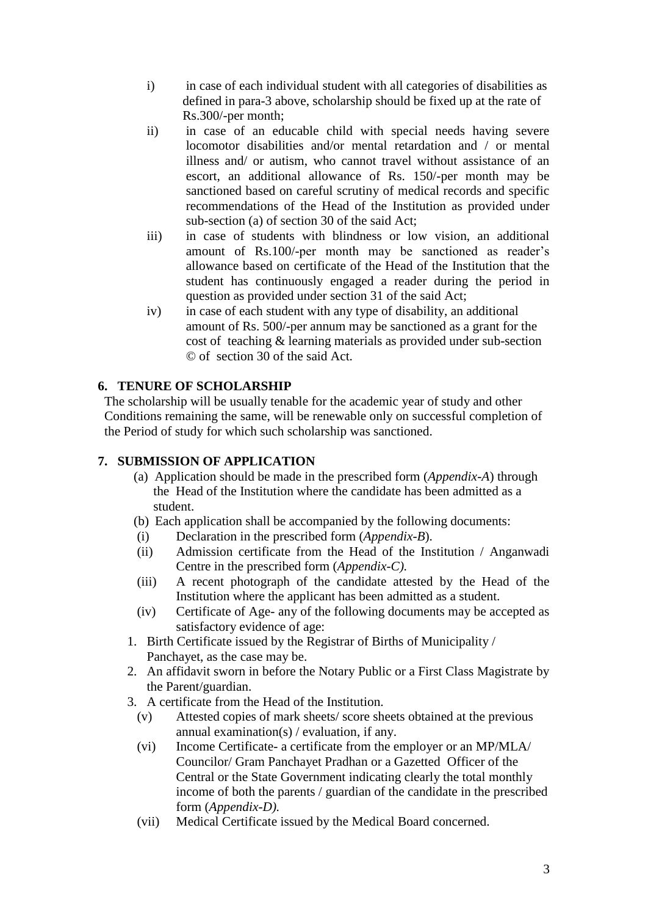i) in case of each individual student with all categories of disabilities as defined in para-3 above, scholarship should be fixed up at the rate of Rs.300/-per month;

ii) in case of an educable child with special needs having severe locomotor disabilities and/or mental retardation and / or mental illness and/ or autism, who cannot travel without assistance of an escort, an additional allowance of Rs. 150/-per month may be sanctioned based on careful scrutiny of medical records and specific recommendations of the Head of the Institution as provided under sub-section (a) of section 30 of the said Act;

iii) in case of students with blindness or low vision, an additional amount of Rs.100/-per month may be sanctioned as reader's allowance based on certificate of the Head of the Institution that the student has continuously engaged a reader during the period in question as provided under section 31 of the said Act;

iv) in case of each student with any type of disability, an additional amount of Rs. 500/-per annum may be sanctioned as a grant for the cost of teaching & learning materials as provided under sub-section © of section 30 of the said Act.

## 6. TENURE OF SCHOLARSHIP

The scholarship will be usually tenable for the academic year of study and other Conditions remaining the same, will be renewable only on successful completion of the Period of study for which such scholarship was sanctioned.

## 7. SUBMISSION OF APPLICATION

(a) Application should be made in the prescribed form (*Appendix-A*) through the Head of the Institution where the candidate has been admitted as a student.

(b) Each application shall be accompanied by the following documents:

(i) Declaration in the prescribed form (*Appendix-B*).

(ii) Admission certificate from the Head of the Institution / Anganwadi Centre in the prescribed form (*Appendix-C).*

(iii) A recent photograph of the candidate attested by the Head of the Institution where the applicant has been admitted as a student.

(iv) Certificate of Age- any of the following documents may be accepted as satisfactory evidence of age:

1. Birth Certificate issued by the Registrar of Births of Municipality / Panchayet, as the case may be.
2. An affidavit sworn in before the Notary Public or a First Class Magistrate by the Parent/guardian.
3. A certificate from the Head of the Institution.

(v) Attested copies of mark sheets/ score sheets obtained at the previous annual examination(s) / evaluation, if any.

(vi) Income Certificate- a certificate from the employer or an MP/MLA/ Councilor/ Gram Panchayet Pradhan or a Gazetted Officer of the Central or the State Government indicating clearly the total monthly income of both the parents / guardian of the candidate in the prescribed form (*Appendix-D).*

(vii) Medical Certificate issued by the Medical Board concerned.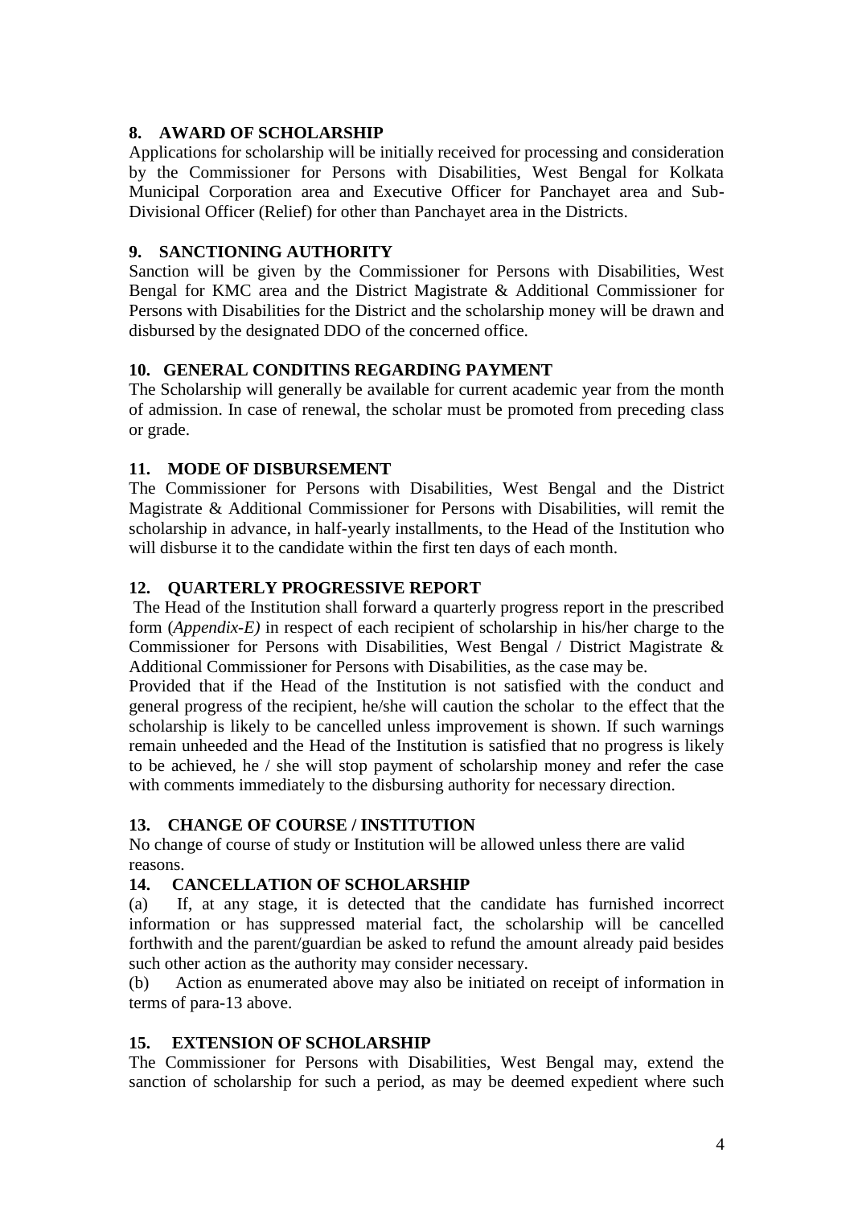## 8. AWARD OF SCHOLARSHIP

Applications for scholarship will be initially received for processing and consideration by the Commissioner for Persons with Disabilities, West Bengal for Kolkata Municipal Corporation area and Executive Officer for Panchayet area and Sub-Divisional Officer (Relief) for other than Panchayet area in the Districts.

## 9. SANCTIONING AUTHORITY

Sanction will be given by the Commissioner for Persons with Disabilities, West Bengal for KMC area and the District Magistrate & Additional Commissioner for Persons with Disabilities for the District and the scholarship money will be drawn and disbursed by the designated DDO of the concerned office.

## 10. GENERAL CONDITINS REGARDING PAYMENT

The Scholarship will generally be available for current academic year from the month of admission. In case of renewal, the scholar must be promoted from preceding class or grade.

## 11. MODE OF DISBURSEMENT

The Commissioner for Persons with Disabilities, West Bengal and the District Magistrate & Additional Commissioner for Persons with Disabilities, will remit the scholarship in advance, in half-yearly installments, to the Head of the Institution who will disburse it to the candidate within the first ten days of each month.

## 12. QUARTERLY PROGRESSIVE REPORT

The Head of the Institution shall forward a quarterly progress report in the prescribed form (*Appendix-E)* in respect of each recipient of scholarship in his/her charge to the Commissioner for Persons with Disabilities, West Bengal / District Magistrate & Additional Commissioner for Persons with Disabilities, as the case may be.

Provided that if the Head of the Institution is not satisfied with the conduct and general progress of the recipient, he/she will caution the scholar to the effect that the scholarship is likely to be cancelled unless improvement is shown. If such warnings remain unheeded and the Head of the Institution is satisfied that no progress is likely to be achieved, he / she will stop payment of scholarship money and refer the case with comments immediately to the disbursing authority for necessary direction.

## 13. CHANGE OF COURSE / INSTITUTION

No change of course of study or Institution will be allowed unless there are valid reasons.

## 14. CANCELLATION OF SCHOLARSHIP

(a) If, at any stage, it is detected that the candidate has furnished incorrect information or has suppressed material fact, the scholarship will be cancelled forthwith and the parent/guardian be asked to refund the amount already paid besides such other action as the authority may consider necessary.

(b) Action as enumerated above may also be initiated on receipt of information in terms of para-13 above.

## 15. EXTENSION OF SCHOLARSHIP

The Commissioner for Persons with Disabilities, West Bengal may, extend the sanction of scholarship for such a period, as may be deemed expedient where such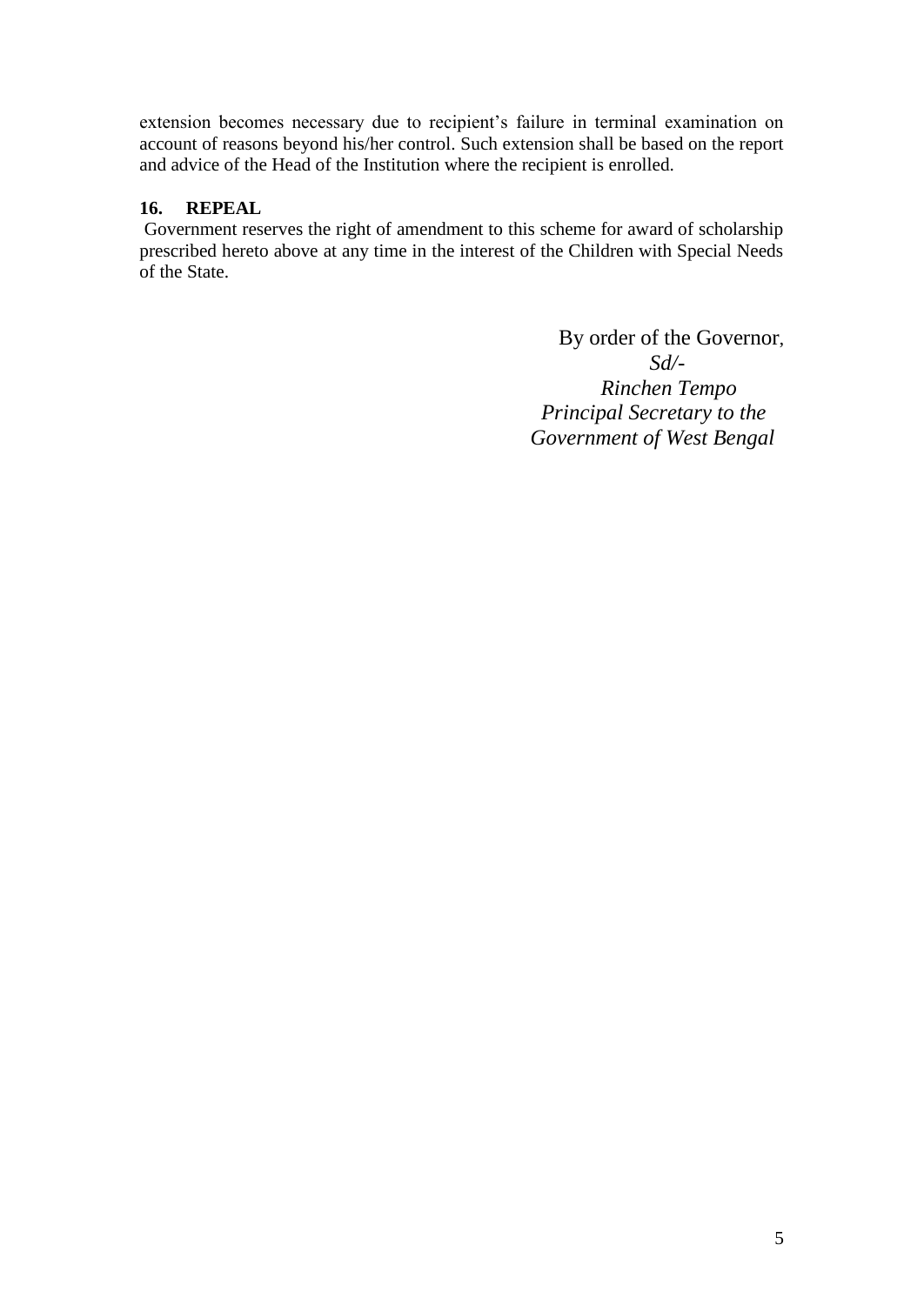extension becomes necessary due to recipient's failure in terminal examination on account of reasons beyond his/her control. Such extension shall be based on the report and advice of the Head of the Institution where the recipient is enrolled.

**16. REPEAL**

Government reserves the right of amendment to this scheme for award of scholarship prescribed hereto above at any time in the interest of the Children with Special Needs of the State.

By order of the Governor,

*Sd/-*

*Rinchen Tempo*

*Principal Secretary to the Government of West Bengal*